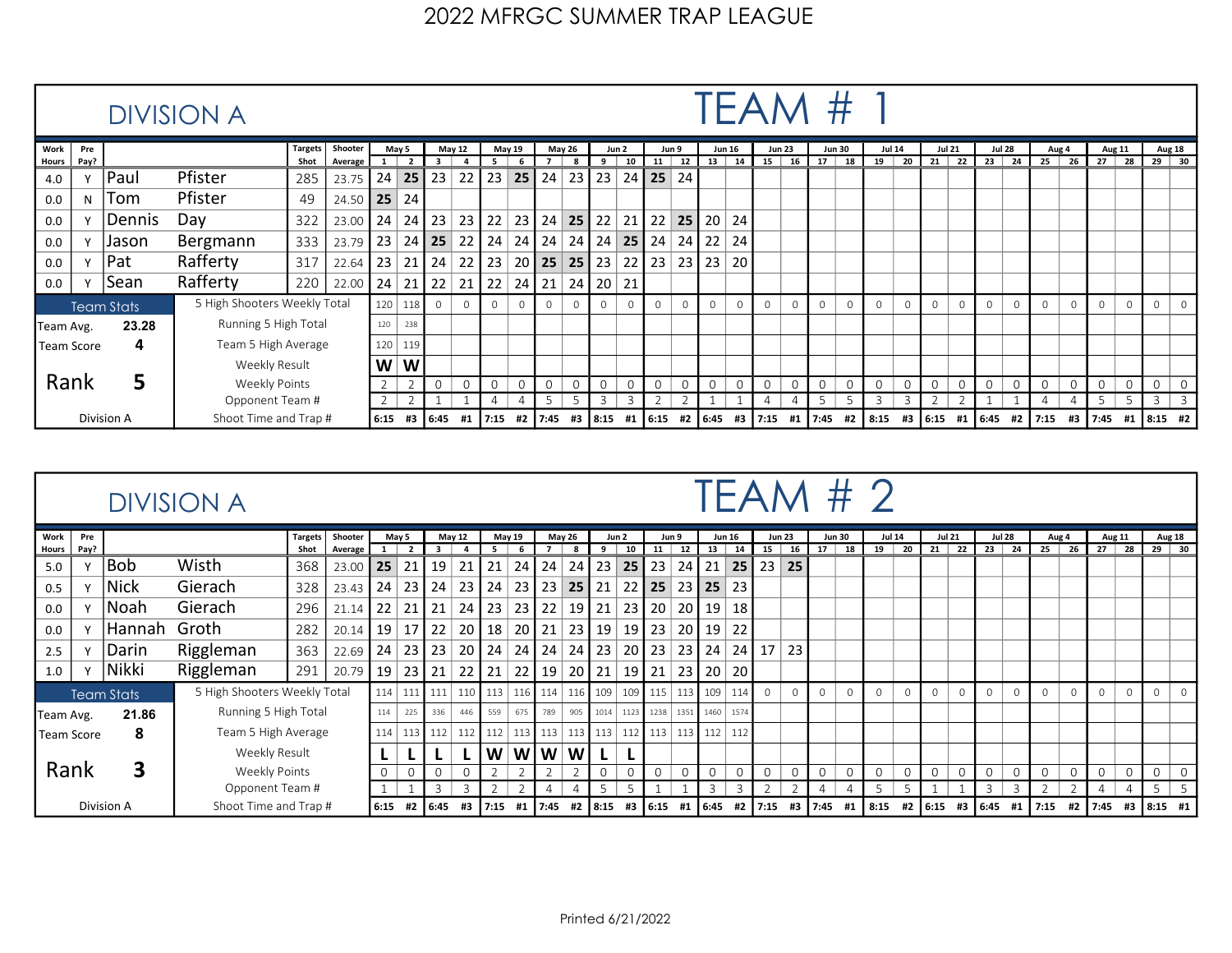# 2022 MFRGC SUMMER TRAP LEAGUE

## DIVISION A — TEAM # 1

| Work Hours | Pre Pay? | First | Last | Targets Shot | Shooter Average | May 5 1 | May 5 2 | May 12 3 | May 12 4 | May 19 5 | May 19 6 | May 26 7 | May 26 8 | Jun 2 9 | Jun 2 10 | Jun 9 11 | Jun 9 12 | Jun 16 13 | Jun 16 14 | Jun 23 15 | Jun 23 16 | Jun 30 17 | Jun 30 18 | Jul 14 19 | Jul 14 20 | Jul 21 21 | Jul 21 22 | Jul 28 23 | Jul 28 24 | Aug 4 25 | Aug 4 26 | Aug 11 27 | Aug 11 28 | Aug 18 29 | Aug 18 30 |
|---|---|---|---|---|---|---|---|---|---|---|---|---|---|---|---|---|---|---|---|---|---|---|---|---|---|---|---|---|---|---|---|---|---|---|---|
| 4.0 | Y | Paul | Pfister | 285 | 23.75 | 24 | **25** | 23 | 22 | 23 | **25** | 24 | 23 | 23 | 24 | **25** | 24 | | | | | | | | | | | | | | | | | | |
| 0.0 | N | Tom | Pfister | 49 | 24.50 | **25** | 24 | | | | | | | | | | | | | | | | | | | | | | | | | | | | |
| 0.0 | Y | Dennis | Day | 322 | 23.00 | 24 | 24 | 23 | 23 | 22 | 23 | 24 | **25** | 22 | 21 | 22 | **25** | 20 | 24 | | | | | | | | | | | | | | | | |
| 0.0 | Y | Jason | Bergmann | 333 | 23.79 | 23 | 24 | **25** | 22 | 24 | 24 | 24 | 24 | 24 | **25** | 24 | 24 | 22 | 24 | | | | | | | | | | | | | | | | |
| 0.0 | Y | Pat | Rafferty | 317 | 22.64 | 23 | 21 | 24 | 22 | 23 | 20 | **25** | **25** | 23 | 22 | 23 | 23 | 23 | 20 | | | | | | | | | | | | | | | | |
| 0.0 | Y | Sean | Rafferty | 220 | 22.00 | 24 | 21 | 22 | 21 | 22 | 24 | 21 | 24 | 20 | 21 | | | | | | | | | | | | | | | | | | | | |
| Team Stats | | 5 High Shooters Weekly Total | | | | 120 | 118 | 0 | 0 | 0 | 0 | 0 | 0 | 0 | 0 | 0 | 0 | 0 | 0 | 0 | 0 | 0 | 0 | 0 | 0 | 0 | 0 | 0 | 0 | 0 | 0 | 0 | 0 | 0 | 0 |
| Team Avg. | 23.28 | Running 5 High Total | | | | 120 | 238 | | | | | | | | | | | | | | | | | | | | | | | | | | | | |
| Team Score | 4 | Team 5 High Average | | | | 120 | 119 | | | | | | | | | | | | | | | | | | | | | | | | | | | | |
| Rank | 5 | Weekly Result | | | | W | W | | | | | | | | | | | | | | | | | | | | | | | | | | | | |
| | | Weekly Points | | | | 2 | 2 | 0 | 0 | 0 | 0 | 0 | 0 | 0 | 0 | 0 | 0 | 0 | 0 | 0 | 0 | 0 | 0 | 0 | 0 | 0 | 0 | 0 | 0 | 0 | 0 | 0 | 0 | 0 | 0 |
| | | Opponent Team # | | | | 2 | 2 | 1 | 1 | 4 | 4 | 5 | 5 | 3 | 3 | 2 | 2 | 1 | 1 | 4 | 4 | 5 | 5 | 3 | 3 | 2 | 2 | 1 | 1 | 4 | 4 | 5 | 5 | 3 | 3 |
| Division A | | Shoot Time and Trap # | | | | 6:15 | #3 | 6:45 | #1 | 7:15 | #2 | 7:45 | #3 | 8:15 | #1 | 6:15 | #2 | 6:45 | #3 | 7:15 | #1 | 7:45 | #2 | 8:15 | #3 | 6:15 | #1 | 6:45 | #2 | 7:15 | #3 | 7:45 | #1 | 8:15 | #2 |

## DIVISION A — TEAM # 2

| Work Hours | Pre Pay? | First | Last | Targets Shot | Shooter Average | May 5 1 | May 5 2 | May 12 3 | May 12 4 | May 19 5 | May 19 6 | May 26 7 | May 26 8 | Jun 2 9 | Jun 2 10 | Jun 9 11 | Jun 9 12 | Jun 16 13 | Jun 16 14 | Jun 23 15 | Jun 23 16 | Jun 30 17 | Jun 30 18 | Jul 14 19 | Jul 14 20 | Jul 21 21 | Jul 21 22 | Jul 28 23 | Jul 28 24 | Aug 4 25 | Aug 4 26 | Aug 11 27 | Aug 11 28 | Aug 18 29 | Aug 18 30 |
|---|---|---|---|---|---|---|---|---|---|---|---|---|---|---|---|---|---|---|---|---|---|---|---|---|---|---|---|---|---|---|---|---|---|---|---|
| 5.0 | Y | Bob | Wisth | 368 | 23.00 | **25** | 21 | 19 | 21 | 21 | 24 | 24 | 24 | 23 | **25** | 23 | 24 | 21 | **25** | 23 | **25** | | | | | | | | | | | | | | |
| 0.5 | Y | Nick | Gierach | 328 | 23.43 | 24 | 23 | 24 | 23 | 24 | 23 | 23 | **25** | 21 | 22 | **25** | 23 | **25** | 23 | | | | | | | | | | | | | | | | |
| 0.0 | Y | Noah | Gierach | 296 | 21.14 | 22 | 21 | 21 | 24 | 23 | 23 | 22 | 19 | 21 | 23 | 20 | 20 | 19 | 18 | | | | | | | | | | | | | | | | |
| 0.0 | Y | Hannah | Groth | 282 | 20.14 | 19 | 17 | 22 | 20 | 18 | 20 | 21 | 23 | 19 | 19 | 23 | 20 | 19 | 22 | | | | | | | | | | | | | | | | |
| 2.5 | Y | Darin | Riggleman | 363 | 22.69 | 24 | 23 | 23 | 20 | 24 | 24 | 24 | 24 | 23 | 20 | 23 | 23 | 24 | 24 | 17 | 23 | | | | | | | | | | | | | | |
| 1.0 | Y | Nikki | Riggleman | 291 | 20.79 | 19 | 23 | 21 | 22 | 21 | 22 | 19 | 20 | 21 | 19 | 21 | 23 | 20 | 20 | | | | | | | | | | | | | | | | |
| Team Stats | | 5 High Shooters Weekly Total | | | | 114 | 111 | 111 | 110 | 113 | 116 | 114 | 116 | 109 | 109 | 115 | 113 | 109 | 114 | 0 | 0 | 0 | 0 | 0 | 0 | 0 | 0 | 0 | 0 | 0 | 0 | 0 | 0 | 0 | 0 |
| Team Avg. | 21.86 | Running 5 High Total | | | | 114 | 225 | 336 | 446 | 559 | 675 | 789 | 905 | 1014 | 1123 | 1238 | 1351 | 1460 | 1574 | | | | | | | | | | | | | | | | |
| Team Score | 8 | Team 5 High Average | | | | 114 | 113 | 112 | 112 | 112 | 113 | 113 | 113 | 113 | 112 | 113 | 113 | 112 | 112 | | | | | | | | | | | | | | | | |
| Rank | 3 | Weekly Result | | | | L | L | L | L | W | W | W | W | L | L | | | | | | | | | | | | | | | | | | | | |
| | | Weekly Points | | | | 0 | 0 | 0 | 0 | 2 | 2 | 2 | 2 | 0 | 0 | 0 | 0 | 0 | 0 | 0 | 0 | 0 | 0 | 0 | 0 | 0 | 0 | 0 | 0 | 0 | 0 | 0 | 0 | 0 | 0 |
| | | Opponent Team # | | | | 1 | 1 | 3 | 3 | 2 | 2 | 4 | 4 | 5 | 5 | 1 | 1 | 3 | 3 | 2 | 2 | 4 | 4 | 5 | 5 | 1 | 1 | 3 | 3 | 2 | 2 | 4 | 4 | 5 | 5 |
| Division A | | Shoot Time and Trap # | | | | 6:15 | #2 | 6:45 | #3 | 7:15 | #1 | 7:45 | #2 | 8:15 | #3 | 6:15 | #1 | 6:45 | #2 | 7:15 | #3 | 7:45 | #1 | 8:15 | #2 | 6:15 | #3 | 6:45 | #1 | 7:15 | #2 | 7:45 | #3 | 8:15 | #1 |

Printed 6/21/2022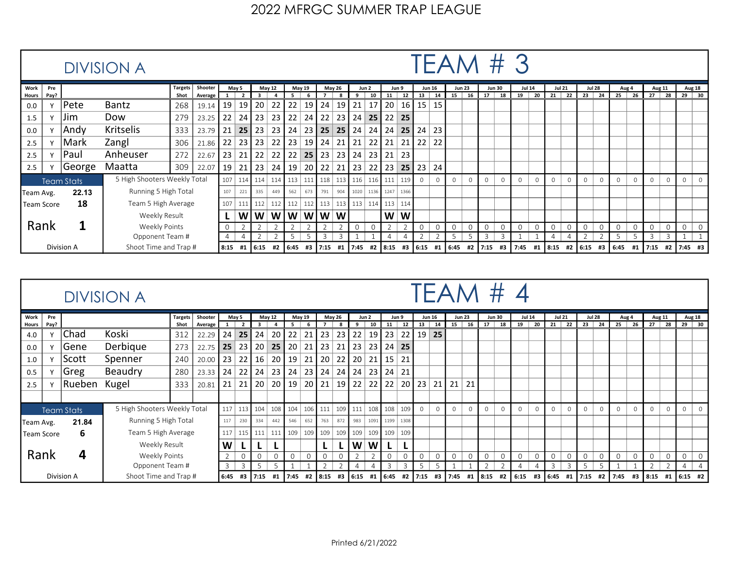# 2022 MFRGC SUMMER TRAP LEAGUE

## DIVISION A — TEAM # 3

| Work Hours | Pre Pay? | | | Targets Shot | Shooter Average | May 5 | | May 12 | | May 19 | | May 26 | | Jun 2 | | Jun 9 | | Jun 16 | | Jun 23 | | Jun 30 | | Jul 14 | | Jul 21 | | Jul 28 | | Aug 4 | | Aug 11 | | Aug 18 | |
|---|---|---|---|---|---|---|---|---|---|---|---|---|---|---|---|---|---|---|---|---|---|---|---|---|---|---|---|---|---|---|---|---|---|---|---|
| | | | | | | 1 | 2 | 3 | 4 | 5 | 6 | 7 | 8 | 9 | 10 | 11 | 12 | 13 | 14 | 15 | 16 | 17 | 18 | 19 | 20 | 21 | 22 | 23 | 24 | 25 | 26 | 27 | 28 | 29 | 30 |
| 0.0 | Y | Pete | Bantz | 268 | 19.14 | 19 | 19 | 20 | 22 | 22 | 19 | 24 | 19 | 21 | 17 | 20 | 16 | 15 | 15 | | | | | | | | | | | | | | | | |
| 1.5 | Y | Jim | Dow | 279 | 23.25 | 22 | 24 | 23 | 23 | 22 | 24 | 22 | 23 | 24 | 25 | 22 | 25 | | | | | | | | | | | | | | | | | | |
| 0.0 | Y | Andy | Kritselis | 333 | 23.79 | 21 | 25 | 23 | 23 | 24 | 23 | 25 | 25 | 24 | 24 | 24 | 25 | 24 | 23 | | | | | | | | | | | | | | | | |
| 2.5 | Y | Mark | Zangl | 306 | 21.86 | 22 | 23 | 23 | 22 | 23 | 19 | 24 | 21 | 21 | 22 | 21 | 21 | 22 | 22 | | | | | | | | | | | | | | | | |
| 2.5 | Y | Paul | Anheuser | 272 | 22.67 | 23 | 21 | 22 | 22 | 22 | 25 | 23 | 23 | 24 | 23 | 21 | 23 | | | | | | | | | | | | | | | | | | |
| 2.5 | Y | George | Maatta | 309 | 22.07 | 19 | 21 | 23 | 24 | 19 | 20 | 22 | 21 | 23 | 22 | 23 | 25 | 23 | 24 | | | | | | | | | | | | | | | | |
| Team Stats | | 5 High Shooters Weekly Total | | | | 107 | 114 | 114 | 114 | 113 | 111 | 118 | 113 | 116 | 116 | 111 | 119 | 0 | 0 | 0 | 0 | 0 | 0 | 0 | 0 | 0 | 0 | 0 | 0 | 0 | 0 | 0 | 0 | 0 | 0 |
| Team Avg. | 22.13 | Running 5 High Total | | | | 107 | 221 | 335 | 449 | 562 | 673 | 791 | 904 | 1020 | 1136 | 1247 | 1366 | | | | | | | | | | | | | | | | | | |
| Team Score | 18 | Team 5 High Average | | | | 107 | 111 | 112 | 112 | 112 | 112 | 113 | 113 | 113 | 114 | 113 | 114 | | | | | | | | | | | | | | | | | | |
| Rank | 1 | Weekly Result | | | | L | W | W | W | W | W | W | W | | | W | W | | | | | | | | | | | | | | | | | | |
| | | Weekly Points | | | | 0 | 2 | 2 | 2 | 2 | 2 | 2 | 2 | 0 | 0 | 2 | 2 | 0 | 0 | 0 | 0 | 0 | 0 | 0 | 0 | 0 | 0 | 0 | 0 | 0 | 0 | 0 | 0 | 0 | 0 |
| | | Opponent Team # | | | | 4 | 4 | 2 | 2 | 5 | 5 | 3 | 3 | 1 | 1 | 4 | 4 | 2 | 2 | 5 | 5 | 3 | 3 | 1 | 1 | 4 | 4 | 2 | 2 | 5 | 5 | 3 | 3 | 1 | 1 |
| Division A | | Shoot Time and Trap # | | | | 8:15 | #1 | 6:15 | #2 | 6:45 | #3 | 7:15 | #1 | 7:45 | #2 | 8:15 | #3 | 6:15 | #1 | 6:45 | #2 | 7:15 | #3 | 7:45 | #1 | 8:15 | #2 | 6:15 | #3 | 6:45 | #1 | 7:15 | #2 | 7:45 | #3 |

## DIVISION A — TEAM # 4

| Work Hours | Pre Pay? | | | Targets Shot | Shooter Average | May 5 | | May 12 | | May 19 | | May 26 | | Jun 2 | | Jun 9 | | Jun 16 | | Jun 23 | | Jun 30 | | Jul 14 | | Jul 21 | | Jul 28 | | Aug 4 | | Aug 11 | | Aug 18 | |
|---|---|---|---|---|---|---|---|---|---|---|---|---|---|---|---|---|---|---|---|---|---|---|---|---|---|---|---|---|---|---|---|---|---|---|---|
| | | | | | | 1 | 2 | 3 | 4 | 5 | 6 | 7 | 8 | 9 | 10 | 11 | 12 | 13 | 14 | 15 | 16 | 17 | 18 | 19 | 20 | 21 | 22 | 23 | 24 | 25 | 26 | 27 | 28 | 29 | 30 |
| 4.0 | Y | Chad | Koski | 312 | 22.29 | 24 | 25 | 24 | 20 | 22 | 21 | 23 | 23 | 22 | 19 | 23 | 22 | 19 | 25 | | | | | | | | | | | | | | | | |
| 0.0 | Y | Gene | Derbique | 273 | 22.75 | 25 | 23 | 20 | 25 | 20 | 21 | 23 | 21 | 23 | 23 | 24 | 25 | | | | | | | | | | | | | | | | | | |
| 1.0 | Y | Scott | Spenner | 240 | 20.00 | 23 | 22 | 16 | 20 | 19 | 21 | 20 | 22 | 20 | 21 | 15 | 21 | | | | | | | | | | | | | | | | | | |
| 0.5 | Y | Greg | Beaudry | 280 | 23.33 | 24 | 22 | 24 | 23 | 24 | 23 | 24 | 24 | 24 | 23 | 24 | 21 | | | | | | | | | | | | | | | | | | |
| 2.5 | Y | Rueben | Kugel | 333 | 20.81 | 21 | 21 | 20 | 20 | 19 | 20 | 21 | 19 | 22 | 22 | 22 | 20 | 23 | 21 | 21 | 21 | | | | | | | | | | | | | | |
| | | | | | | | | | | | | | | | | | | | | | | | | | | | | | | | | | | | |
| Team Stats | | 5 High Shooters Weekly Total | | | | 117 | 113 | 104 | 108 | 104 | 106 | 111 | 109 | 111 | 108 | 108 | 109 | 0 | 0 | 0 | 0 | 0 | 0 | 0 | 0 | 0 | 0 | 0 | 0 | 0 | 0 | 0 | 0 | 0 | 0 |
| Team Avg. | 21.84 | Running 5 High Total | | | | 117 | 230 | 334 | 442 | 546 | 652 | 763 | 872 | 983 | 1091 | 1199 | 1308 | | | | | | | | | | | | | | | | | | |
| Team Score | 6 | Team 5 High Average | | | | 117 | 115 | 111 | 111 | 109 | 109 | 109 | 109 | 109 | 109 | 109 | 109 | | | | | | | | | | | | | | | | | | |
| Rank | 4 | Weekly Result | | | | W | L | L | L | | | L | L | W | W | L | L | | | | | | | | | | | | | | | | | | |
| | | Weekly Points | | | | 2 | 0 | 0 | 0 | 0 | 0 | 0 | 0 | 2 | 2 | 0 | 0 | 0 | 0 | 0 | 0 | 0 | 0 | 0 | 0 | 0 | 0 | 0 | 0 | 0 | 0 | 0 | 0 | 0 | 0 |
| | | Opponent Team # | | | | 3 | 3 | 5 | 5 | 1 | 1 | 2 | 2 | 4 | 4 | 3 | 3 | 5 | 5 | 1 | 1 | 2 | 2 | 4 | 4 | 3 | 3 | 5 | 5 | 1 | 1 | 2 | 2 | 4 | 4 |
| Division A | | Shoot Time and Trap # | | | | 6:45 | #3 | 7:15 | #1 | 7:45 | #2 | 8:15 | #3 | 6:15 | #1 | 6:45 | #2 | 7:15 | #3 | 7:45 | #1 | 8:15 | #2 | 6:15 | #3 | 6:45 | #1 | 7:15 | #2 | 7:45 | #3 | 8:15 | #1 | 6:15 | #2 |

Printed 6/21/2022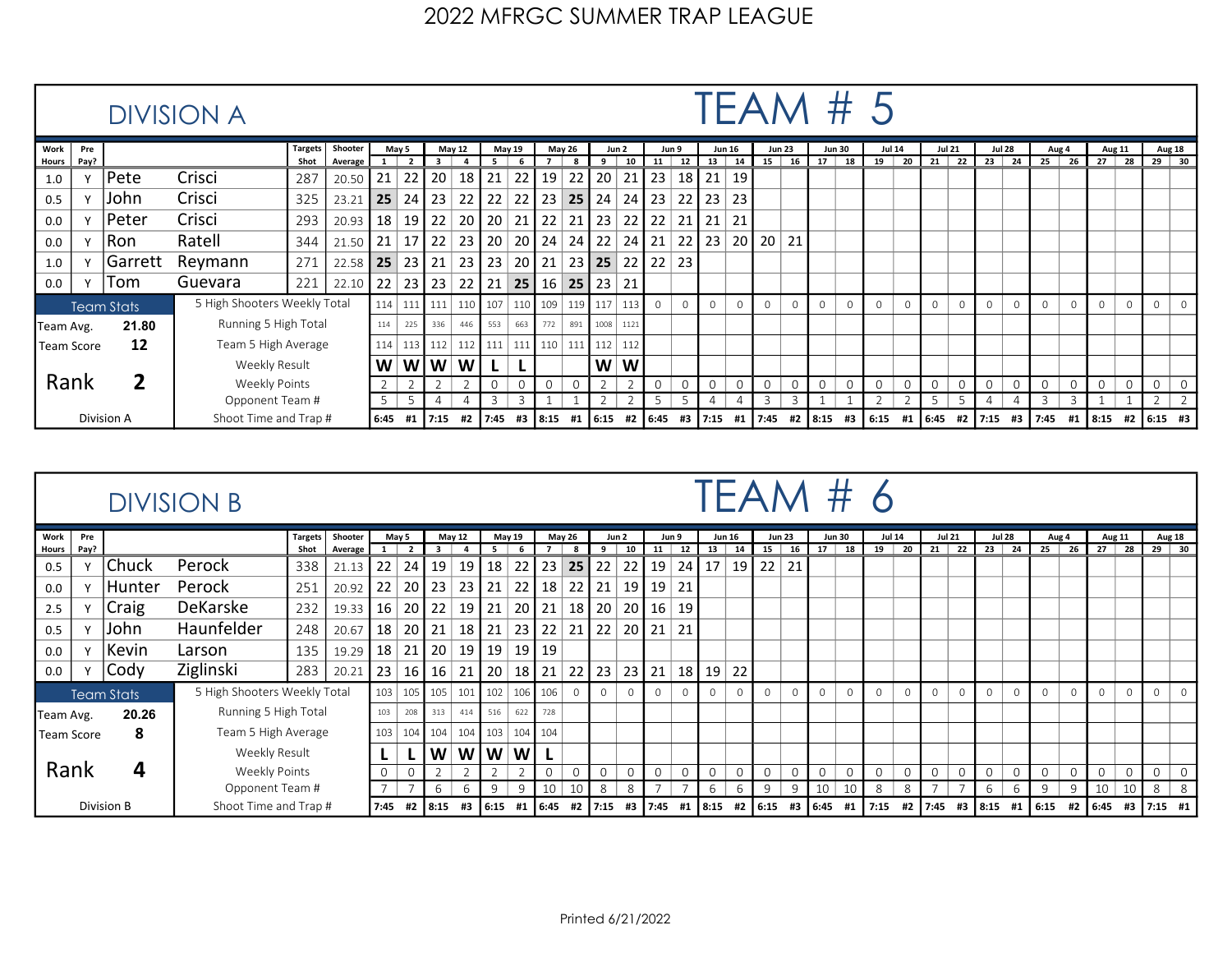# 2022 MFRGC SUMMER TRAP LEAGUE

## DIVISION A — TEAM # 5

| Work Hours | Pre Pay? | First | Last | Targets Shot | Shooter Average | May 5 1 | May 5 2 | May 12 3 | May 12 4 | May 19 5 | May 19 6 | May 26 7 | May 26 8 | Jun 2 9 | Jun 2 10 | Jun 9 11 | Jun 9 12 | Jun 16 13 | Jun 16 14 | Jun 23 15 | Jun 23 16 | Jun 30 17 | Jun 30 18 | Jul 14 19 | Jul 14 20 | Jul 21 21 | Jul 21 22 | Jul 28 23 | Jul 28 24 | Aug 4 25 | Aug 4 26 | Aug 11 27 | Aug 11 28 | Aug 18 29 | Aug 18 30 |
|---|---|---|---|---|---|---|---|---|---|---|---|---|---|---|---|---|---|---|---|---|---|---|---|---|---|---|---|---|---|---|---|---|---|---|---|
| 1.0 | Y | Pete | Crisci | 287 | 20.50 | 21 | 22 | 20 | 18 | 21 | 22 | 19 | 22 | 20 | 21 | 23 | 18 | 21 | 19 | | | | | | | | | | | | | | | | |
| 0.5 | Y | John | Crisci | 325 | 23.21 | 25 | 24 | 23 | 22 | 22 | 22 | 23 | 25 | 24 | 24 | 23 | 22 | 23 | 23 | | | | | | | | | | | | | | | | |
| 0.0 | Y | Peter | Crisci | 293 | 20.93 | 18 | 19 | 22 | 20 | 20 | 21 | 22 | 21 | 23 | 22 | 22 | 21 | 21 | 21 | | | | | | | | | | | | | | | | |
| 0.0 | Y | Ron | Ratell | 344 | 21.50 | 21 | 17 | 22 | 23 | 20 | 20 | 24 | 24 | 22 | 24 | 21 | 22 | 23 | 20 | 20 | 21 | | | | | | | | | | | | | | |
| 1.0 | Y | Garrett | Reymann | 271 | 22.58 | 25 | 23 | 21 | 23 | 23 | 20 | 21 | 23 | 25 | 22 | 22 | 23 | | | | | | | | | | | | | | | | | | |
| 0.0 | Y | Tom | Guevara | 221 | 22.10 | 22 | 23 | 23 | 22 | 21 | 25 | 16 | 25 | 23 | 21 | | | | | | | | | | | | | | | | | | | | |
| Team Stats | | 5 High Shooters Weekly Total | | | | 114 | 111 | 111 | 110 | 107 | 110 | 109 | 119 | 117 | 113 | 0 | 0 | 0 | 0 | 0 | 0 | 0 | 0 | 0 | 0 | 0 | 0 | 0 | 0 | 0 | 0 | 0 | 0 | 0 | 0 |
| Team Avg. | 21.80 | Running 5 High Total | | | | 114 | 225 | 336 | 446 | 553 | 663 | 772 | 891 | 1008 | 1121 | | | | | | | | | | | | | | | | | | | | |
| Team Score | 12 | Team 5 High Average | | | | 114 | 113 | 112 | 112 | 111 | 111 | 110 | 111 | 112 | 112 | | | | | | | | | | | | | | | | | | | | |
| | | Weekly Result | | | | W | W | W | W | L | L | | | W | W | | | | | | | | | | | | | | | | | | | | |
| Rank | 2 | Weekly Points | | | | 2 | 2 | 2 | 2 | 0 | 0 | 0 | 0 | 2 | 2 | 0 | 0 | 0 | 0 | 0 | 0 | 0 | 0 | 0 | 0 | 0 | 0 | 0 | 0 | 0 | 0 | 0 | 0 | 0 | 0 |
| | | Opponent Team # | | | | 5 | 5 | 4 | 4 | 3 | 3 | 1 | 1 | 2 | 2 | 5 | 5 | 4 | 4 | 3 | 3 | 1 | 1 | 2 | 2 | 5 | 5 | 4 | 4 | 3 | 3 | 1 | 1 | 2 | 2 |
| Division A | | Shoot Time and Trap # | | | | 6:45 | #1 | 7:15 | #2 | 7:45 | #3 | 8:15 | #1 | 6:15 | #2 | 6:45 | #3 | 7:15 | #1 | 7:45 | #2 | 8:15 | #3 | 6:15 | #1 | 6:45 | #2 | 7:15 | #3 | 7:45 | #1 | 8:15 | #2 | 6:15 | #3 |

## DIVISION B — TEAM # 6

| Work Hours | Pre Pay? | First | Last | Targets Shot | Shooter Average | May 5 1 | May 5 2 | May 12 3 | May 12 4 | May 19 5 | May 19 6 | May 26 7 | May 26 8 | Jun 2 9 | Jun 2 10 | Jun 9 11 | Jun 9 12 | Jun 16 13 | Jun 16 14 | Jun 23 15 | Jun 23 16 | Jun 30 17 | Jun 30 18 | Jul 14 19 | Jul 14 20 | Jul 21 21 | Jul 21 22 | Jul 28 23 | Jul 28 24 | Aug 4 25 | Aug 4 26 | Aug 11 27 | Aug 11 28 | Aug 18 29 | Aug 18 30 |
|---|---|---|---|---|---|---|---|---|---|---|---|---|---|---|---|---|---|---|---|---|---|---|---|---|---|---|---|---|---|---|---|---|---|---|---|
| 0.5 | Y | Chuck | Perock | 338 | 21.13 | 22 | 24 | 19 | 19 | 18 | 22 | 23 | 25 | 22 | 22 | 19 | 24 | 17 | 19 | 22 | 21 | | | | | | | | | | | | | | |
| 0.0 | Y | Hunter | Perock | 251 | 20.92 | 22 | 20 | 23 | 23 | 21 | 22 | 18 | 22 | 21 | 19 | 19 | 21 | | | | | | | | | | | | | | | | | | |
| 2.5 | Y | Craig | DeKarske | 232 | 19.33 | 16 | 20 | 22 | 19 | 21 | 20 | 21 | 18 | 20 | 20 | 16 | 19 | | | | | | | | | | | | | | | | | | |
| 0.5 | Y | John | Haunfelder | 248 | 20.67 | 18 | 20 | 21 | 18 | 21 | 23 | 22 | 21 | 22 | 20 | 21 | 21 | | | | | | | | | | | | | | | | | | |
| 0.0 | Y | Kevin | Larson | 135 | 19.29 | 18 | 21 | 20 | 19 | 19 | 19 | 19 | | | | | | | | | | | | | | | | | | | | | | | |
| 0.0 | Y | Cody | Ziglinski | 283 | 20.21 | 23 | 16 | 16 | 21 | 20 | 18 | 21 | 22 | 23 | 23 | 21 | 18 | 19 | 22 | | | | | | | | | | | | | | | | |
| Team Stats | | 5 High Shooters Weekly Total | | | | 103 | 105 | 105 | 101 | 102 | 106 | 106 | 0 | 0 | 0 | 0 | 0 | 0 | 0 | 0 | 0 | 0 | 0 | 0 | 0 | 0 | 0 | 0 | 0 | 0 | 0 | 0 | 0 | 0 | 0 |
| Team Avg. | 20.26 | Running 5 High Total | | | | 103 | 208 | 313 | 414 | 516 | 622 | 728 | | | | | | | | | | | | | | | | | | | | | | | |
| Team Score | 8 | Team 5 High Average | | | | 103 | 104 | 104 | 104 | 103 | 104 | 104 | | | | | | | | | | | | | | | | | | | | | | | |
| | | Weekly Result | | | | L | L | W | W | W | W | L | | | | | | | | | | | | | | | | | | | | | | | |
| Rank | 4 | Weekly Points | | | | 0 | 0 | 2 | 2 | 2 | 2 | 0 | 0 | 0 | 0 | 0 | 0 | 0 | 0 | 0 | 0 | 0 | 0 | 0 | 0 | 0 | 0 | 0 | 0 | 0 | 0 | 0 | 0 | 0 | 0 |
| | | Opponent Team # | | | | 7 | 7 | 6 | 6 | 9 | 9 | 10 | 10 | 8 | 8 | 7 | 7 | 6 | 6 | 9 | 9 | 10 | 10 | 8 | 8 | 7 | 7 | 6 | 6 | 9 | 9 | 10 | 10 | 8 | 8 |
| Division B | | Shoot Time and Trap # | | | | 7:45 | #2 | 8:15 | #3 | 6:15 | #1 | 6:45 | #2 | 7:15 | #3 | 7:45 | #1 | 8:15 | #2 | 6:15 | #3 | 6:45 | #1 | 7:15 | #2 | 7:45 | #3 | 8:15 | #1 | 6:15 | #2 | 6:45 | #3 | 7:15 | #1 |

Printed 6/21/2022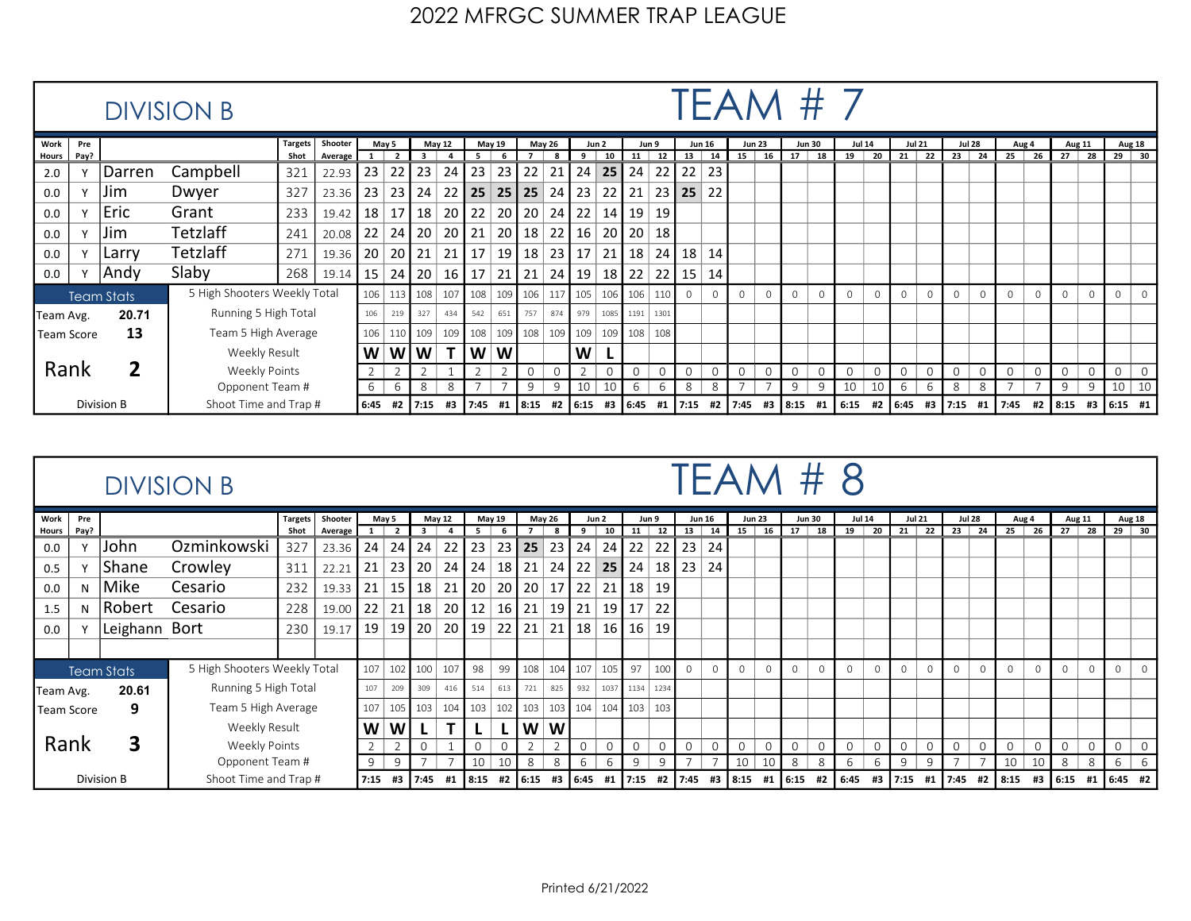# 2022 MFRGC SUMMER TRAP LEAGUE

## DIVISION B — TEAM # 7

| Work Hours | Pre Pay? | First | Last | Targets Shot | Shooter Average | May 5 1 | May 5 2 | May 12 3 | May 12 4 | May 19 5 | May 19 6 | May 26 7 | May 26 8 | Jun 2 9 | Jun 2 10 | Jun 9 11 | Jun 9 12 | Jun 16 13 | Jun 16 14 | Jun 23 15 | Jun 23 16 | Jun 30 17 | Jun 30 18 | Jul 14 19 | Jul 14 20 | Jul 21 21 | Jul 21 22 | Jul 28 23 | Jul 28 24 | Aug 4 25 | Aug 4 26 | Aug 11 27 | Aug 11 28 | Aug 18 29 | Aug 18 30 |
|---|---|---|---|---|---|---|---|---|---|---|---|---|---|---|---|---|---|---|---|---|---|---|---|---|---|---|---|---|---|---|---|---|---|---|---|
| 2.0 | Y | Darren | Campbell | 321 | 22.93 | 23 | 22 | 23 | 24 | 23 | 23 | 22 | 21 | 24 | 25 | 24 | 22 | 22 | 23 | | | | | | | | | | | | | | | | |
| 0.0 | Y | Jim | Dwyer | 327 | 23.36 | 23 | 23 | 24 | 22 | 25 | 25 | 25 | 24 | 23 | 22 | 21 | 23 | 25 | 22 | | | | | | | | | | | | | | | | |
| 0.0 | Y | Eric | Grant | 233 | 19.42 | 18 | 17 | 18 | 20 | 22 | 20 | 20 | 24 | 22 | 14 | 19 | 19 | | | | | | | | | | | | | | | | | | |
| 0.0 | Y | Jim | Tetzlaff | 241 | 20.08 | 22 | 24 | 20 | 20 | 21 | 20 | 18 | 22 | 16 | 20 | 20 | 18 | | | | | | | | | | | | | | | | | | |
| 0.0 | Y | Larry | Tetzlaff | 271 | 19.36 | 20 | 20 | 21 | 21 | 17 | 19 | 18 | 23 | 17 | 21 | 18 | 24 | 18 | 14 | | | | | | | | | | | | | | | | |
| 0.0 | Y | Andy | Slaby | 268 | 19.14 | 15 | 24 | 20 | 16 | 17 | 21 | 21 | 24 | 19 | 18 | 22 | 22 | 15 | 14 | | | | | | | | | | | | | | | | |
| Team Stats | | | 5 High Shooters Weekly Total | | | 106 | 113 | 108 | 107 | 108 | 109 | 106 | 117 | 105 | 106 | 106 | 110 | 0 | 0 | 0 | 0 | 0 | 0 | 0 | 0 | 0 | 0 | 0 | 0 | 0 | 0 | 0 | 0 | 0 | 0 |
| Team Avg. | 20.71 | | Running 5 High Total | | | 106 | 219 | 327 | 434 | 542 | 651 | 757 | 874 | 979 | 1085 | 1191 | 1301 | | | | | | | | | | | | | | | | | | |
| Team Score | 13 | | Team 5 High Average | | | 106 | 110 | 109 | 109 | 108 | 109 | 108 | 109 | 109 | 109 | 108 | 108 | | | | | | | | | | | | | | | | | | |
| | | | Weekly Result | | | W | W | W | T | W | W | | | W | L | | | | | | | | | | | | | | | | | | | | |
| Rank | 2 | | Weekly Points | | | 2 | 2 | 2 | 1 | 2 | 2 | 0 | 0 | 2 | 0 | 0 | 0 | 0 | 0 | 0 | 0 | 0 | 0 | 0 | 0 | 0 | 0 | 0 | 0 | 0 | 0 | 0 | 0 | 0 | 0 |
| | | | Opponent Team # | | | 6 | 6 | 8 | 8 | 7 | 7 | 9 | 9 | 10 | 10 | 6 | 6 | 8 | 8 | 7 | 7 | 9 | 9 | 10 | 10 | 6 | 6 | 8 | 8 | 7 | 7 | 9 | 9 | 10 | 10 |
| Division B | | | Shoot Time and Trap # | | | 6:45 | #2 | 7:15 | #3 | 7:45 | #1 | 8:15 | #2 | 6:15 | #3 | 6:45 | #1 | 7:15 | #2 | 7:45 | #3 | 8:15 | #1 | 6:15 | #2 | 6:45 | #3 | 7:15 | #1 | 7:45 | #2 | 8:15 | #3 | 6:15 | #1 |

## DIVISION B — TEAM # 8

| Work Hours | Pre Pay? | First | Last | Targets Shot | Shooter Average | May 5 1 | May 5 2 | May 12 3 | May 12 4 | May 19 5 | May 19 6 | May 26 7 | May 26 8 | Jun 2 9 | Jun 2 10 | Jun 9 11 | Jun 9 12 | Jun 16 13 | Jun 16 14 | Jun 23 15 | Jun 23 16 | Jun 30 17 | Jun 30 18 | Jul 14 19 | Jul 14 20 | Jul 21 21 | Jul 21 22 | Jul 28 23 | Jul 28 24 | Aug 4 25 | Aug 4 26 | Aug 11 27 | Aug 11 28 | Aug 18 29 | Aug 18 30 |
|---|---|---|---|---|---|---|---|---|---|---|---|---|---|---|---|---|---|---|---|---|---|---|---|---|---|---|---|---|---|---|---|---|---|---|---|
| 0.0 | Y | John | Ozminkowski | 327 | 23.36 | 24 | 24 | 24 | 22 | 23 | 23 | 25 | 23 | 24 | 24 | 22 | 22 | 23 | 24 | | | | | | | | | | | | | | | | |
| 0.5 | Y | Shane | Crowley | 311 | 22.21 | 21 | 23 | 20 | 24 | 24 | 18 | 21 | 24 | 22 | 25 | 24 | 18 | 23 | 24 | | | | | | | | | | | | | | | | |
| 0.0 | N | Mike | Cesario | 232 | 19.33 | 21 | 15 | 18 | 21 | 20 | 20 | 20 | 17 | 22 | 21 | 18 | 19 | | | | | | | | | | | | | | | | | | |
| 1.5 | N | Robert | Cesario | 228 | 19.00 | 22 | 21 | 18 | 20 | 12 | 16 | 21 | 19 | 21 | 19 | 17 | 22 | | | | | | | | | | | | | | | | | | |
| 0.0 | Y | Leighann | Bort | 230 | 19.17 | 19 | 19 | 20 | 20 | 19 | 22 | 21 | 21 | 18 | 16 | 16 | 19 | | | | | | | | | | | | | | | | | | |
| Team Stats | | | 5 High Shooters Weekly Total | | | 107 | 102 | 100 | 107 | 98 | 99 | 108 | 104 | 107 | 105 | 97 | 100 | 0 | 0 | 0 | 0 | 0 | 0 | 0 | 0 | 0 | 0 | 0 | 0 | 0 | 0 | 0 | 0 | 0 | 0 |
| Team Avg. | 20.61 | | Running 5 High Total | | | 107 | 209 | 309 | 416 | 514 | 613 | 721 | 825 | 932 | 1037 | 1134 | 1234 | | | | | | | | | | | | | | | | | | |
| Team Score | 9 | | Team 5 High Average | | | 107 | 105 | 103 | 104 | 103 | 102 | 103 | 103 | 104 | 104 | 103 | 103 | | | | | | | | | | | | | | | | | | |
| | | | Weekly Result | | | W | W | L | T | L | L | W | W | | | | | | | | | | | | | | | | | | | | | | |
| Rank | 3 | | Weekly Points | | | 2 | 2 | 0 | 1 | 0 | 0 | 2 | 2 | 0 | 0 | 0 | 0 | 0 | 0 | 0 | 0 | 0 | 0 | 0 | 0 | 0 | 0 | 0 | 0 | 0 | 0 | 0 | 0 | 0 | 0 |
| | | | Opponent Team # | | | 9 | 9 | 7 | 7 | 10 | 10 | 8 | 8 | 6 | 6 | 9 | 9 | 7 | 7 | 10 | 10 | 8 | 8 | 6 | 6 | 9 | 9 | 7 | 7 | 10 | 10 | 8 | 8 | 6 | 6 |
| Division B | | | Shoot Time and Trap # | | | 7:15 | #3 | 7:45 | #1 | 8:15 | #2 | 6:15 | #3 | 6:45 | #1 | 7:15 | #2 | 7:45 | #3 | 8:15 | #1 | 6:15 | #2 | 6:45 | #3 | 7:15 | #1 | 7:45 | #2 | 8:15 | #3 | 6:15 | #1 | 6:45 | #2 |

Printed 6/21/2022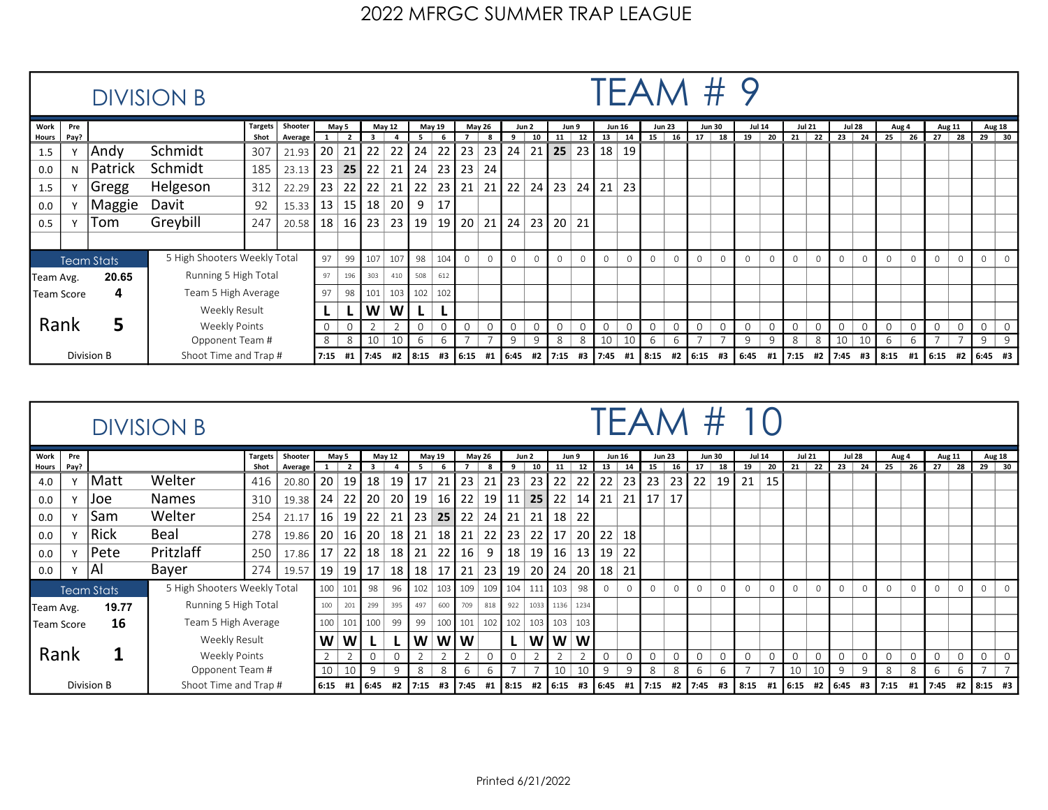# 2022 MFRGC SUMMER TRAP LEAGUE

## DIVISION B — TEAM # 9

| Work Hours | Pre Pay? | Name | | Targets Shot | Shooter Average | May 5 (1) | May 5 (2) | May 12 (3) | May 12 (4) | May 19 (5) | May 19 (6) | May 26 (7) | May 26 (8) | Jun 2 (9) | Jun 2 (10) | Jun 9 (11) | Jun 9 (12) | Jun 16 (13) | Jun 16 (14) | Jun 23 (15) | Jun 23 (16) | Jun 30 (17) | Jun 30 (18) | Jul 14 (19) | Jul 14 (20) | Jul 21 (21) | Jul 21 (22) | Jul 28 (23) | Jul 28 (24) | Aug 4 (25) | Aug 4 (26) | Aug 11 (27) | Aug 11 (28) | Aug 18 (29) | Aug 18 (30) |
|---|---|---|---|---|---|---|---|---|---|---|---|---|---|---|---|---|---|---|---|---|---|---|---|---|---|---|---|---|---|---|---|---|---|---|---|
| 1.5 | Y | Andy | Schmidt | 307 | 21.93 | 20 | 21 | 22 | 22 | 24 | 22 | 23 | 23 | 24 | 21 | 25 | 23 | 18 | 19 | | | | | | | | | | | | | | | | |
| 0.0 | N | Patrick | Schmidt | 185 | 23.13 | 23 | 25 | 22 | 21 | 24 | 23 | 23 | 24 | | | | | | | | | | | | | | | | | | | | | | |
| 1.5 | Y | Gregg | Helgeson | 312 | 22.29 | 23 | 22 | 22 | 21 | 22 | 23 | 21 | 21 | 22 | 24 | 23 | 24 | 21 | 23 | | | | | | | | | | | | | | | | |
| 0.0 | Y | Maggie | Davit | 92 | 15.33 | 13 | 15 | 18 | 20 | 9 | 17 | | | | | | | | | | | | | | | | | | | | | | | | |
| 0.5 | Y | Tom | Greybill | 247 | 20.58 | 18 | 16 | 23 | 23 | 19 | 19 | 20 | 21 | 24 | 23 | 20 | 21 | | | | | | | | | | | | | | | | | | |

| Team Stats | | | 1 | 2 | 3 | 4 | 5 | 6 | 7 | 8 | 9 | 10 | 11 | 12 | 13 | 14 | 15 | 16 | 17 | 18 | 19 | 20 | 21 | 22 | 23 | 24 | 25 | 26 | 27 | 28 | 29 | 30 |
|---|---|---|---|---|---|---|---|---|---|---|---|---|---|---|---|---|---|---|---|---|---|---|---|---|---|---|---|---|---|---|---|---|
| | | 5 High Shooters Weekly Total | 97 | 99 | 107 | 107 | 98 | 104 | 0 | 0 | 0 | 0 | 0 | 0 | 0 | 0 | 0 | 0 | 0 | 0 | 0 | 0 | 0 | 0 | 0 | 0 | 0 | 0 | 0 | 0 | 0 | 0 |
| Team Avg. | 20.65 | Running 5 High Total | 97 | 196 | 303 | 410 | 508 | 612 | | | | | | | | | | | | | | | | | | | | | | | | |
| Team Score | 4 | Team 5 High Average | 97 | 98 | 101 | 103 | 102 | 102 | | | | | | | | | | | | | | | | | | | | | | | | |
| Rank | 5 | Weekly Result | L | L | W | W | L | L | | | | | | | | | | | | | | | | | | | | | | | | |
| | | Weekly Points | 0 | 0 | 2 | 2 | 0 | 0 | 0 | 0 | 0 | 0 | 0 | 0 | 0 | 0 | 0 | 0 | 0 | 0 | 0 | 0 | 0 | 0 | 0 | 0 | 0 | 0 | 0 | 0 | 0 | 0 |
| | | Opponent Team # | 8 | 8 | 10 | 10 | 6 | 6 | 7 | 7 | 9 | 9 | 8 | 8 | 10 | 10 | 6 | 6 | 7 | 7 | 9 | 9 | 8 | 8 | 10 | 10 | 6 | 6 | 7 | 7 | 9 | 9 |
| Division B | | Shoot Time and Trap # | 7:15 | #1 | 7:45 | #2 | 8:15 | #3 | 6:15 | #1 | 6:45 | #2 | 7:15 | #3 | 7:45 | #1 | 8:15 | #2 | 6:15 | #3 | 6:45 | #1 | 7:15 | #2 | 7:45 | #3 | 8:15 | #1 | 6:15 | #2 | 6:45 | #3 |

## DIVISION B — TEAM # 10

| Work Hours | Pre Pay? | Name | | Targets Shot | Shooter Average | May 5 (1) | May 5 (2) | May 12 (3) | May 12 (4) | May 19 (5) | May 19 (6) | May 26 (7) | May 26 (8) | Jun 2 (9) | Jun 2 (10) | Jun 9 (11) | Jun 9 (12) | Jun 16 (13) | Jun 16 (14) | Jun 23 (15) | Jun 23 (16) | Jun 30 (17) | Jun 30 (18) | Jul 14 (19) | Jul 14 (20) | Jul 21 (21) | Jul 21 (22) | Jul 28 (23) | Jul 28 (24) | Aug 4 (25) | Aug 4 (26) | Aug 11 (27) | Aug 11 (28) | Aug 18 (29) | Aug 18 (30) |
|---|---|---|---|---|---|---|---|---|---|---|---|---|---|---|---|---|---|---|---|---|---|---|---|---|---|---|---|---|---|---|---|---|---|---|---|
| 4.0 | Y | Matt | Welter | 416 | 20.80 | 20 | 19 | 18 | 19 | 17 | 21 | 23 | 21 | 23 | 23 | 22 | 22 | 22 | 23 | 23 | 23 | 22 | 19 | 21 | 15 | | | | | | | | | | |
| 0.0 | Y | Joe | Names | 310 | 19.38 | 24 | 22 | 20 | 20 | 19 | 16 | 22 | 19 | 11 | 25 | 22 | 14 | 21 | 21 | 17 | 17 | | | | | | | | | | | | | | |
| 0.0 | Y | Sam | Welter | 254 | 21.17 | 16 | 19 | 22 | 21 | 23 | 25 | 22 | 24 | 21 | 21 | 18 | 22 | | | | | | | | | | | | | | | | | | |
| 0.0 | Y | Rick | Beal | 278 | 19.86 | 20 | 16 | 20 | 18 | 21 | 18 | 21 | 22 | 23 | 22 | 17 | 20 | 22 | 18 | | | | | | | | | | | | | | | | |
| 0.0 | Y | Pete | Pritzlaff | 250 | 17.86 | 17 | 22 | 18 | 18 | 21 | 22 | 16 | 9 | 18 | 19 | 16 | 13 | 19 | 22 | | | | | | | | | | | | | | | | |
| 0.0 | Y | Al | Bayer | 274 | 19.57 | 19 | 19 | 17 | 18 | 18 | 17 | 21 | 23 | 19 | 20 | 24 | 20 | 18 | 21 | | | | | | | | | | | | | | | | |

| Team Stats | | | 1 | 2 | 3 | 4 | 5 | 6 | 7 | 8 | 9 | 10 | 11 | 12 | 13 | 14 | 15 | 16 | 17 | 18 | 19 | 20 | 21 | 22 | 23 | 24 | 25 | 26 | 27 | 28 | 29 | 30 |
|---|---|---|---|---|---|---|---|---|---|---|---|---|---|---|---|---|---|---|---|---|---|---|---|---|---|---|---|---|---|---|---|---|
| | | 5 High Shooters Weekly Total | 100 | 101 | 98 | 96 | 102 | 103 | 109 | 109 | 104 | 111 | 103 | 98 | 0 | 0 | 0 | 0 | 0 | 0 | 0 | 0 | 0 | 0 | 0 | 0 | 0 | 0 | 0 | 0 | 0 | 0 |
| Team Avg. | 19.77 | Running 5 High Total | 100 | 201 | 299 | 395 | 497 | 600 | 709 | 818 | 922 | 1033 | 1136 | 1234 | | | | | | | | | | | | | | | | | | |
| Team Score | 16 | Team 5 High Average | 100 | 101 | 100 | 99 | 99 | 100 | 101 | 102 | 102 | 103 | 103 | 103 | | | | | | | | | | | | | | | | | | |
| Rank | 1 | Weekly Result | W | W | L | L | W | W | W | | L | W | W | W | | | | | | | | | | | | | | | | | | |
| | | Weekly Points | 2 | 2 | 0 | 0 | 2 | 2 | 2 | 0 | 0 | 2 | 2 | 2 | 0 | 0 | 0 | 0 | 0 | 0 | 0 | 0 | 0 | 0 | 0 | 0 | 0 | 0 | 0 | 0 | 0 | 0 |
| | | Opponent Team # | 10 | 10 | 9 | 9 | 8 | 8 | 6 | 6 | 7 | 7 | 10 | 10 | 9 | 9 | 8 | 8 | 6 | 6 | 7 | 7 | 10 | 10 | 9 | 9 | 8 | 8 | 6 | 6 | 7 | 7 |
| Division B | | Shoot Time and Trap # | 6:15 | #1 | 6:45 | #2 | 7:15 | #3 | 7:45 | #1 | 8:15 | #2 | 6:15 | #3 | 6:45 | #1 | 7:15 | #2 | 7:45 | #3 | 8:15 | #1 | 6:15 | #2 | 6:45 | #3 | 7:15 | #1 | 7:45 | #2 | 8:15 | #3 |

Printed 6/21/2022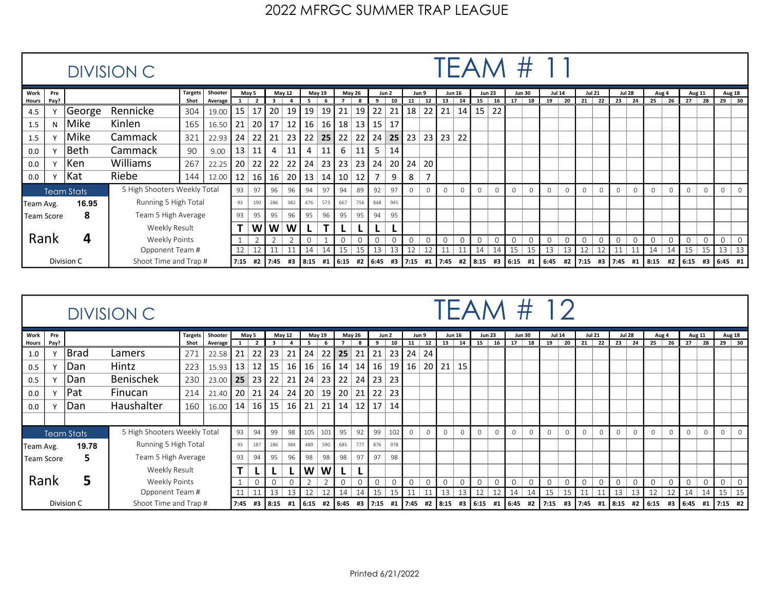# 2022 MFRGC SUMMER TRAP LEAGUE

## DIVISION C — TEAM # 11

| Work Hours | Pre Pay? | First | Last | Targets Shot | Shooter Average | May 5 1 | 2 | May 12 3 | 4 | May 19 5 | 6 | May 26 7 | 8 | Jun 2 9 | 10 | Jun 9 11 | 12 | Jun 16 13 | 14 | Jun 23 15 | 16 | Jun 30 17 | 18 | Jul 14 19 | 20 | Jul 21 21 | 22 | Jul 28 23 | 24 | Aug 4 25 | 26 | Aug 11 27 | 28 | Aug 18 29 | 30 |
|---|---|---|---|---|---|---|---|---|---|---|---|---|---|---|---|---|---|---|---|---|---|---|---|---|---|---|---|---|---|---|---|---|---|---|---|
| 4.5 | Y | George | Rennicke | 304 | 19.00 | 15 | 17 | 20 | 19 | 19 | 19 | 21 | 19 | 22 | 21 | 18 | 22 | 21 | 14 | 15 | 22 | | | | | | | | | | | | | | |
| 1.5 | N | Mike | Kinlen | 165 | 16.50 | 21 | 20 | 17 | 12 | 16 | 16 | 18 | 13 | 15 | 17 | | | | | | | | | | | | | | | | | | | | |
| 1.5 | Y | Mike | Cammack | 321 | 22.93 | 24 | 22 | 21 | 23 | 22 | 25 | 22 | 22 | 24 | 25 | 23 | 23 | 23 | 22 | | | | | | | | | | | | | | | | |
| 0.0 | Y | Beth | Cammack | 90 | 9.00 | 13 | 11 | 4 | 11 | 4 | 11 | 6 | 11 | 5 | 14 | | | | | | | | | | | | | | | | | | | | |
| 0.0 | Y | Ken | Williams | 267 | 22.25 | 20 | 22 | 22 | 22 | 24 | 23 | 23 | 23 | 24 | 20 | 24 | 20 | | | | | | | | | | | | | | | | | | |
| 0.0 | Y | Kat | Riebe | 144 | 12.00 | 12 | 16 | 16 | 20 | 13 | 14 | 10 | 12 | 7 | 9 | 8 | 7 | | | | | | | | | | | | | | | | | | |
| Team Stats | | | 5 High Shooters Weekly Total | | | 93 | 97 | 96 | 96 | 94 | 97 | 94 | 89 | 92 | 97 | 0 | 0 | 0 | 0 | 0 | 0 | 0 | 0 | 0 | 0 | 0 | 0 | 0 | 0 | 0 | 0 | 0 | 0 | 0 | 0 |
| Team Avg. | 16.95 | | Running 5 High Total | | | 93 | 190 | 286 | 382 | 476 | 573 | 667 | 756 | 848 | 945 | | | | | | | | | | | | | | | | | | | | |
| Team Score | 8 | | Team 5 High Average | | | 93 | 95 | 95 | 96 | 95 | 96 | 95 | 95 | 94 | 95 | | | | | | | | | | | | | | | | | | | | |
| Rank | 4 | | Weekly Result | | | T | W | W | W | L | T | L | L | L | L | | | | | | | | | | | | | | | | | | | | |
| | | | Weekly Points | | | 1 | 2 | 2 | 2 | 0 | 1 | 0 | 0 | 0 | 0 | 0 | 0 | 0 | 0 | 0 | 0 | 0 | 0 | 0 | 0 | 0 | 0 | 0 | 0 | 0 | 0 | 0 | 0 | 0 | 0 |
| | | | Opponent Team # | | | 12 | 12 | 11 | 11 | 14 | 14 | 15 | 15 | 13 | 13 | 12 | 12 | 11 | 11 | 14 | 14 | 15 | 15 | 13 | 13 | 12 | 12 | 11 | 11 | 14 | 14 | 15 | 15 | 13 | 13 |
| Division C | | | Shoot Time and Trap # | | | 7:15 | #2 | 7:45 | #3 | 8:15 | #1 | 6:15 | #2 | 6:45 | #3 | 7:15 | #1 | 7:45 | #2 | 8:15 | #3 | 6:15 | #1 | 6:45 | #2 | 7:15 | #3 | 7:45 | #1 | 8:15 | #2 | 6:15 | #3 | 6:45 | #1 |

## DIVISION C — TEAM # 12

| Work Hours | Pre Pay? | First | Last | Targets Shot | Shooter Average | May 5 1 | 2 | May 12 3 | 4 | May 19 5 | 6 | May 26 7 | 8 | Jun 2 9 | 10 | Jun 9 11 | 12 | Jun 16 13 | 14 | Jun 23 15 | 16 | Jun 30 17 | 18 | Jul 14 19 | 20 | Jul 21 21 | 22 | Jul 28 23 | 24 | Aug 4 25 | 26 | Aug 11 27 | 28 | Aug 18 29 | 30 |
|---|---|---|---|---|---|---|---|---|---|---|---|---|---|---|---|---|---|---|---|---|---|---|---|---|---|---|---|---|---|---|---|---|---|---|---|
| 1.0 | Y | Brad | Lamers | 271 | 22.58 | 21 | 22 | 23 | 21 | 24 | 22 | 25 | 21 | 21 | 23 | 24 | 24 | | | | | | | | | | | | | | | | | | |
| 0.5 | Y | Dan | Hintz | 223 | 15.93 | 13 | 12 | 15 | 16 | 16 | 16 | 14 | 14 | 16 | 19 | 16 | 20 | 21 | 15 | | | | | | | | | | | | | | | | |
| 0.5 | Y | Dan | Benischek | 230 | 23.00 | 25 | 23 | 22 | 21 | 24 | 23 | 22 | 24 | 23 | 23 | | | | | | | | | | | | | | | | | | | | |
| 0.0 | Y | Pat | Finucan | 214 | 21.40 | 20 | 21 | 24 | 24 | 20 | 19 | 20 | 21 | 22 | 23 | | | | | | | | | | | | | | | | | | | | |
| 0.0 | Y | Dan | Haushalter | 160 | 16.00 | 14 | 16 | 15 | 16 | 21 | 21 | 14 | 12 | 17 | 14 | | | | | | | | | | | | | | | | | | | | |
| Team Stats | | | 5 High Shooters Weekly Total | | | 93 | 94 | 99 | 98 | 105 | 101 | 95 | 92 | 99 | 102 | 0 | 0 | 0 | 0 | 0 | 0 | 0 | 0 | 0 | 0 | 0 | 0 | 0 | 0 | 0 | 0 | 0 | 0 | 0 | 0 |
| Team Avg. | 19.78 | | Running 5 High Total | | | 93 | 187 | 286 | 384 | 489 | 590 | 685 | 777 | 876 | 978 | | | | | | | | | | | | | | | | | | | | |
| Team Score | 5 | | Team 5 High Average | | | 93 | 94 | 95 | 96 | 98 | 98 | 98 | 97 | 97 | 98 | | | | | | | | | | | | | | | | | | | | |
| Rank | 5 | | Weekly Result | | | T | L | L | L | W | W | L | L | | | | | | | | | | | | | | | | | | | | | | |
| | | | Weekly Points | | | 1 | 0 | 0 | 0 | 2 | 2 | 0 | 0 | 0 | 0 | 0 | 0 | 0 | 0 | 0 | 0 | 0 | 0 | 0 | 0 | 0 | 0 | 0 | 0 | 0 | 0 | 0 | 0 | 0 | 0 |
| | | | Opponent Team # | | | 11 | 11 | 13 | 13 | 12 | 12 | 14 | 14 | 15 | 15 | 11 | 11 | 13 | 13 | 12 | 12 | 14 | 14 | 15 | 15 | 11 | 11 | 13 | 13 | 12 | 12 | 14 | 14 | 15 | 15 |
| Division C | | | Shoot Time and Trap # | | | 7:45 | #3 | 8:15 | #1 | 6:15 | #2 | 6:45 | #3 | 7:15 | #1 | 7:45 | #2 | 8:15 | #3 | 6:15 | #1 | 6:45 | #2 | 7:15 | #3 | 7:45 | #1 | 8:15 | #2 | 6:15 | #3 | 6:45 | #1 | 7:15 | #2 |

Printed 6/21/2022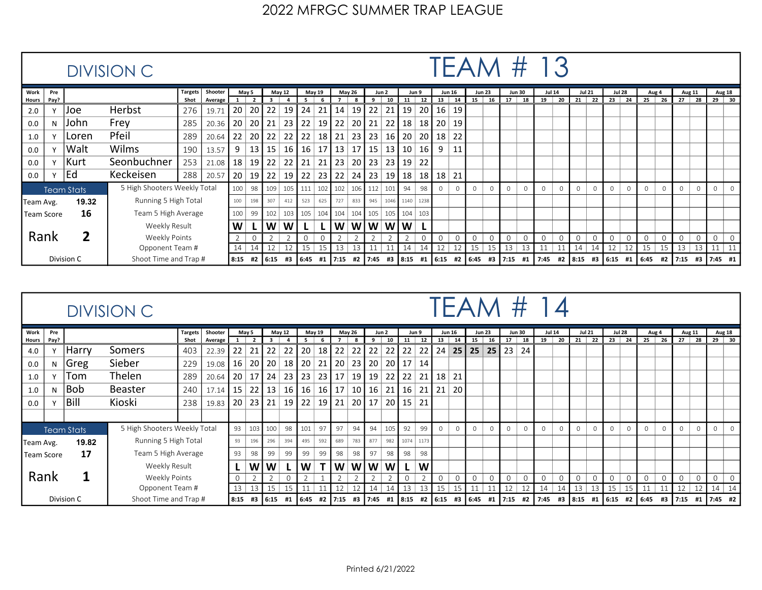# 2022 MFRGC SUMMER TRAP LEAGUE

## DIVISION C — TEAM # 13

| Work Hours | Pre Pay? | First | Last | Targets Shot | Shooter Average | May 5 1 | May 5 2 | May 12 3 | May 12 4 | May 19 5 | May 19 6 | May 26 7 | May 26 8 | Jun 2 9 | Jun 2 10 | Jun 9 11 | Jun 9 12 | Jun 16 13 | Jun 16 14 | Jun 23 15 | Jun 23 16 | Jun 30 17 | Jun 30 18 | Jul 14 19 | Jul 14 20 | Jul 21 21 | Jul 21 22 | Jul 28 23 | Jul 28 24 | Aug 4 25 | Aug 4 26 | Aug 11 27 | Aug 11 28 | Aug 18 29 | Aug 18 30 |
|---|---|---|---|---|---|---|---|---|---|---|---|---|---|---|---|---|---|---|---|---|---|---|---|---|---|---|---|---|---|---|---|---|---|---|---|
| 2.0 | Y | Joe | Herbst | 276 | 19.71 | 20 | 20 | 22 | 19 | 24 | 21 | 14 | 19 | 22 | 21 | 19 | 20 | 16 | 19 | | | | | | | | | | | | | | | | |
| 0.0 | N | John | Frey | 285 | 20.36 | 20 | 20 | 21 | 23 | 22 | 19 | 22 | 20 | 21 | 22 | 18 | 18 | 20 | 19 | | | | | | | | | | | | | | | | |
| 1.0 | Y | Loren | Pfeil | 289 | 20.64 | 22 | 20 | 22 | 22 | 22 | 18 | 21 | 23 | 23 | 16 | 20 | 20 | 18 | 22 | | | | | | | | | | | | | | | | |
| 0.0 | Y | Walt | Wilms | 190 | 13.57 | 9 | 13 | 15 | 16 | 16 | 17 | 13 | 17 | 15 | 13 | 10 | 16 | 9 | 11 | | | | | | | | | | | | | | | | |
| 0.0 | Y | Kurt | Seonbuchner | 253 | 21.08 | 18 | 19 | 22 | 22 | 21 | 21 | 23 | 20 | 23 | 23 | 19 | 22 | | | | | | | | | | | | | | | | | | |
| 0.0 | Y | Ed | Keckeisen | 288 | 20.57 | 20 | 19 | 22 | 19 | 22 | 23 | 22 | 24 | 23 | 19 | 18 | 18 | 18 | 21 | | | | | | | | | | | | | | | | |
| Team Stats | | | 5 High Shooters Weekly Total | | | 100 | 98 | 109 | 105 | 111 | 102 | 102 | 106 | 112 | 101 | 94 | 98 | 0 | 0 | 0 | 0 | 0 | 0 | 0 | 0 | 0 | 0 | 0 | 0 | 0 | 0 | 0 | 0 | 0 | 0 |
| Team Avg. | 19.32 | | Running 5 High Total | | | 100 | 198 | 307 | 412 | 523 | 625 | 727 | 833 | 945 | 1046 | 1140 | 1238 | | | | | | | | | | | | | | | | | | |
| Team Score | 16 | | Team 5 High Average | | | 100 | 99 | 102 | 103 | 105 | 104 | 104 | 104 | 105 | 105 | 104 | 103 | | | | | | | | | | | | | | | | | | |
| Rank | 2 | | Weekly Result | | | W | L | W | W | L | L | W | W | W | W | W | L | | | | | | | | | | | | | | | | | | |
| | | | Weekly Points | | | 2 | 0 | 2 | 2 | 0 | 0 | 2 | 2 | 2 | 2 | 2 | 0 | 0 | 0 | 0 | 0 | 0 | 0 | 0 | 0 | 0 | 0 | 0 | 0 | 0 | 0 | 0 | 0 | 0 | 0 |
| | | | Opponent Team # | | | 14 | 14 | 12 | 12 | 15 | 15 | 13 | 13 | 11 | 11 | 14 | 14 | 12 | 12 | 15 | 15 | 13 | 13 | 11 | 11 | 14 | 14 | 12 | 12 | 15 | 15 | 13 | 13 | 11 | 11 |
| Division C | | | Shoot Time and Trap # | | | 8:15 | #2 | 6:15 | #3 | 6:45 | #1 | 7:15 | #2 | 7:45 | #3 | 8:15 | #1 | 6:15 | #2 | 6:45 | #3 | 7:15 | #1 | 7:45 | #2 | 8:15 | #3 | 6:15 | #1 | 6:45 | #2 | 7:15 | #3 | 7:45 | #1 |

## DIVISION C — TEAM # 14

| Work Hours | Pre Pay? | First | Last | Targets Shot | Shooter Average | May 5 1 | May 5 2 | May 12 3 | May 12 4 | May 19 5 | May 19 6 | May 26 7 | May 26 8 | Jun 2 9 | Jun 2 10 | Jun 9 11 | Jun 9 12 | Jun 16 13 | Jun 16 14 | Jun 23 15 | Jun 23 16 | Jun 30 17 | Jun 30 18 | Jul 14 19 | Jul 14 20 | Jul 21 21 | Jul 21 22 | Jul 28 23 | Jul 28 24 | Aug 4 25 | Aug 4 26 | Aug 11 27 | Aug 11 28 | Aug 18 29 | Aug 18 30 |
|---|---|---|---|---|---|---|---|---|---|---|---|---|---|---|---|---|---|---|---|---|---|---|---|---|---|---|---|---|---|---|---|---|---|---|---|
| 4.0 | Y | Harry | Somers | 403 | 22.39 | 22 | 21 | 22 | 22 | 20 | 18 | 22 | 22 | 22 | 22 | 22 | 22 | 24 | 25 | 25 | 25 | 23 | 24 | | | | | | | | | | | | |
| 0.0 | N | Greg | Sieber | 229 | 19.08 | 16 | 20 | 20 | 18 | 20 | 21 | 20 | 23 | 20 | 20 | 17 | 14 | | | | | | | | | | | | | | | | | | |
| 1.0 | Y | Tom | Thelen | 289 | 20.64 | 20 | 17 | 24 | 23 | 23 | 23 | 17 | 19 | 19 | 22 | 22 | 21 | 18 | 21 | | | | | | | | | | | | | | | | |
| 1.0 | N | Bob | Beaster | 240 | 17.14 | 15 | 22 | 13 | 16 | 16 | 16 | 17 | 10 | 16 | 21 | 16 | 21 | 21 | 20 | | | | | | | | | | | | | | | | |
| 0.0 | Y | Bill | Kioski | 238 | 19.83 | 20 | 23 | 21 | 19 | 22 | 19 | 21 | 20 | 17 | 20 | 15 | 21 | | | | | | | | | | | | | | | | | | |
| Team Stats | | | 5 High Shooters Weekly Total | | | 93 | 103 | 100 | 98 | 101 | 97 | 97 | 94 | 94 | 105 | 92 | 99 | 0 | 0 | 0 | 0 | 0 | 0 | 0 | 0 | 0 | 0 | 0 | 0 | 0 | 0 | 0 | 0 | 0 | 0 |
| Team Avg. | 19.82 | | Running 5 High Total | | | 93 | 196 | 296 | 394 | 495 | 592 | 689 | 783 | 877 | 982 | 1074 | 1173 | | | | | | | | | | | | | | | | | | |
| Team Score | 17 | | Team 5 High Average | | | 93 | 98 | 99 | 99 | 99 | 99 | 98 | 98 | 97 | 98 | 98 | 98 | | | | | | | | | | | | | | | | | | |
| Rank | 1 | | Weekly Result | | | L | W | W | L | W | T | W | W | W | W | L | W | | | | | | | | | | | | | | | | | | |
| | | | Weekly Points | | | 0 | 2 | 2 | 0 | 2 | 1 | 2 | 2 | 2 | 2 | 0 | 2 | 0 | 0 | 0 | 0 | 0 | 0 | 0 | 0 | 0 | 0 | 0 | 0 | 0 | 0 | 0 | 0 | 0 | 0 |
| | | | Opponent Team # | | | 13 | 13 | 15 | 15 | 11 | 11 | 12 | 12 | 14 | 14 | 13 | 13 | 15 | 15 | 11 | 11 | 12 | 12 | 14 | 14 | 13 | 13 | 15 | 15 | 11 | 11 | 12 | 12 | 14 | 14 |
| Division C | | | Shoot Time and Trap # | | | 8:15 | #3 | 6:15 | #1 | 6:45 | #2 | 7:15 | #3 | 7:45 | #1 | 8:15 | #2 | 6:15 | #3 | 6:45 | #1 | 7:15 | #2 | 7:45 | #3 | 8:15 | #1 | 6:15 | #2 | 6:45 | #3 | 7:15 | #1 | 7:45 | #2 |

Printed 6/21/2022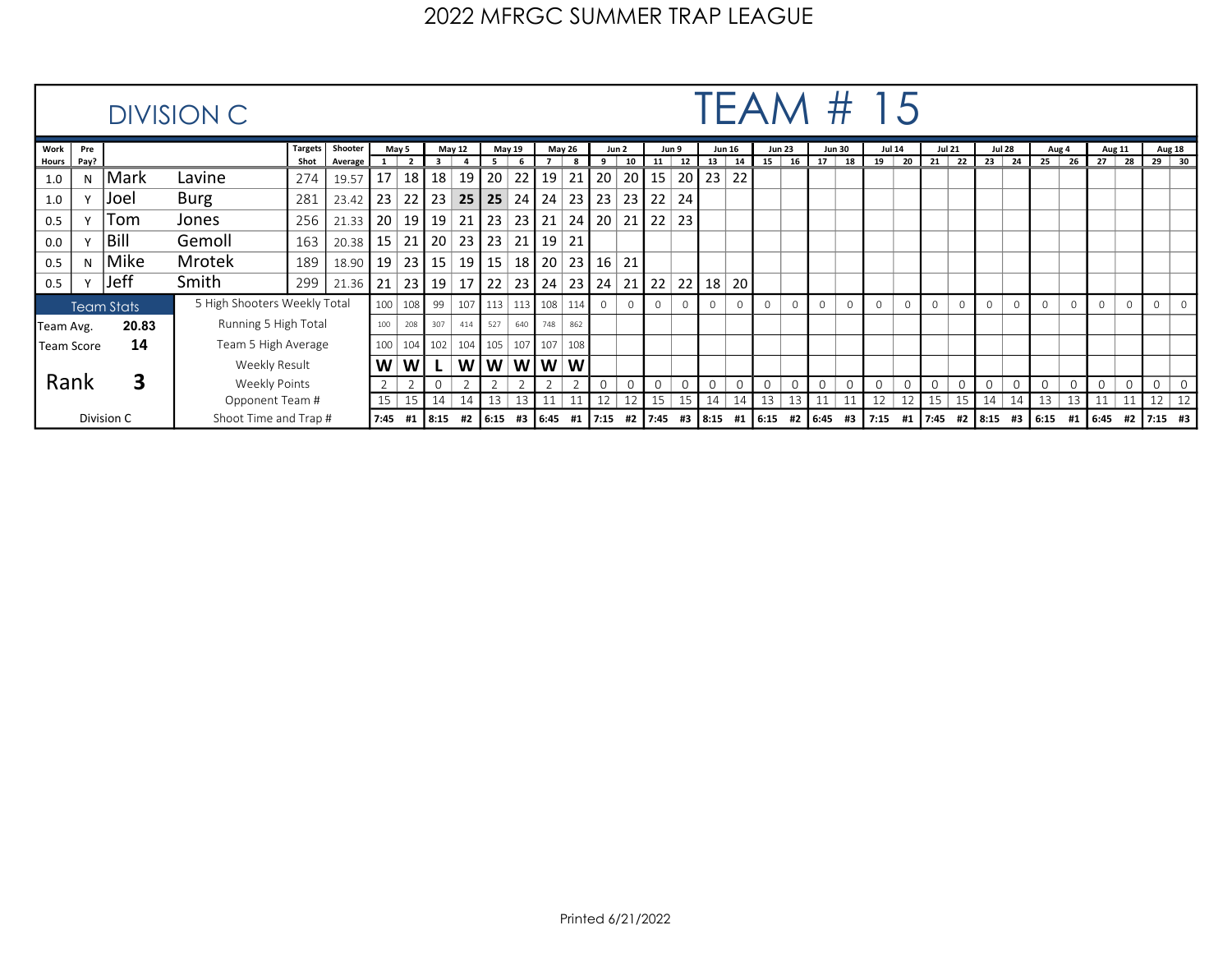# 2022 MFRGC SUMMER TRAP LEAGUE

## DIVISION C — TEAM # 15

| Work Hours | Pre Pay? | | | Targets Shot | Shooter Average | May 5 1 | May 5 2 | May 12 3 | May 12 4 | May 19 5 | May 19 6 | May 26 7 | May 26 8 | Jun 2 9 | Jun 2 10 | Jun 9 11 | Jun 9 12 | Jun 16 13 | Jun 16 14 | Jun 23 15 | Jun 23 16 | Jun 30 17 | Jun 30 18 | Jul 14 19 | Jul 14 20 | Jul 21 21 | Jul 21 22 | Jul 28 23 | Jul 28 24 | Aug 4 25 | Aug 4 26 | Aug 11 27 | Aug 11 28 | Aug 18 29 | Aug 18 30 |
|---|---|---|---|---|---|---|---|---|---|---|---|---|---|---|---|---|---|---|---|---|---|---|---|---|---|---|---|---|---|---|---|---|---|---|---|
| 1.0 | N | Mark | Lavine | 274 | 19.57 | 17 | 18 | 18 | 19 | 20 | 22 | 19 | 21 | 20 | 20 | 15 | 20 | 23 | 22 | | | | | | | | | | | | | | | | |
| 1.0 | Y | Joel | Burg | 281 | 23.42 | 23 | 22 | 23 | **25** | **25** | 24 | 24 | 23 | 23 | 23 | 22 | 24 | | | | | | | | | | | | | | | | | | |
| 0.5 | Y | Tom | Jones | 256 | 21.33 | 20 | 19 | 19 | 21 | 23 | 23 | 21 | 24 | 20 | 21 | 22 | 23 | | | | | | | | | | | | | | | | | | |
| 0.0 | Y | Bill | Gemoll | 163 | 20.38 | 15 | 21 | 20 | 23 | 23 | 21 | 19 | 21 | | | | | | | | | | | | | | | | | | | | | | |
| 0.5 | N | Mike | Mrotek | 189 | 18.90 | 19 | 23 | 15 | 19 | 15 | 18 | 20 | 23 | 16 | 21 | | | | | | | | | | | | | | | | | | | | |
| 0.5 | Y | Jeff | Smith | 299 | 21.36 | 21 | 23 | 19 | 17 | 22 | 23 | 24 | 23 | 24 | 21 | 22 | 22 | 18 | 20 | | | | | | | | | | | | | | | | |
| Team Stats | | 5 High Shooters Weekly Total | | | | 100 | 108 | 99 | 107 | 113 | 113 | 108 | 114 | 0 | 0 | 0 | 0 | 0 | 0 | 0 | 0 | 0 | 0 | 0 | 0 | 0 | 0 | 0 | 0 | 0 | 0 | 0 | 0 | 0 | 0 |
| Team Avg. | 20.83 | Running 5 High Total | | | | 100 | 208 | 307 | 414 | 527 | 640 | 748 | 862 | | | | | | | | | | | | | | | | | | | | | | |
| Team Score | 14 | Team 5 High Average | | | | 100 | 104 | 102 | 104 | 105 | 107 | 107 | 108 | | | | | | | | | | | | | | | | | | | | | | |
| Rank | 3 | Weekly Result | | | | W | W | L | W | W | W | W | W | | | | | | | | | | | | | | | | | | | | | | |
| | | Weekly Points | | | | 2 | 2 | 0 | 2 | 2 | 2 | 2 | 2 | 0 | 0 | 0 | 0 | 0 | 0 | 0 | 0 | 0 | 0 | 0 | 0 | 0 | 0 | 0 | 0 | 0 | 0 | 0 | 0 | 0 | 0 |
| | | Opponent Team # | | | | 15 | 15 | 14 | 14 | 13 | 13 | 11 | 11 | 12 | 12 | 15 | 15 | 14 | 14 | 13 | 13 | 11 | 11 | 12 | 12 | 15 | 15 | 14 | 14 | 13 | 13 | 11 | 11 | 12 | 12 |
| Division C | | Shoot Time and Trap # | | | | 7:45 | #1 | 8:15 | #2 | 6:15 | #3 | 6:45 | #1 | 7:15 | #2 | 7:45 | #3 | 8:15 | #1 | 6:15 | #2 | 6:45 | #3 | 7:15 | #1 | 7:45 | #2 | 8:15 | #3 | 6:15 | #1 | 6:45 | #2 | 7:15 | #3 |

Printed 6/21/2022